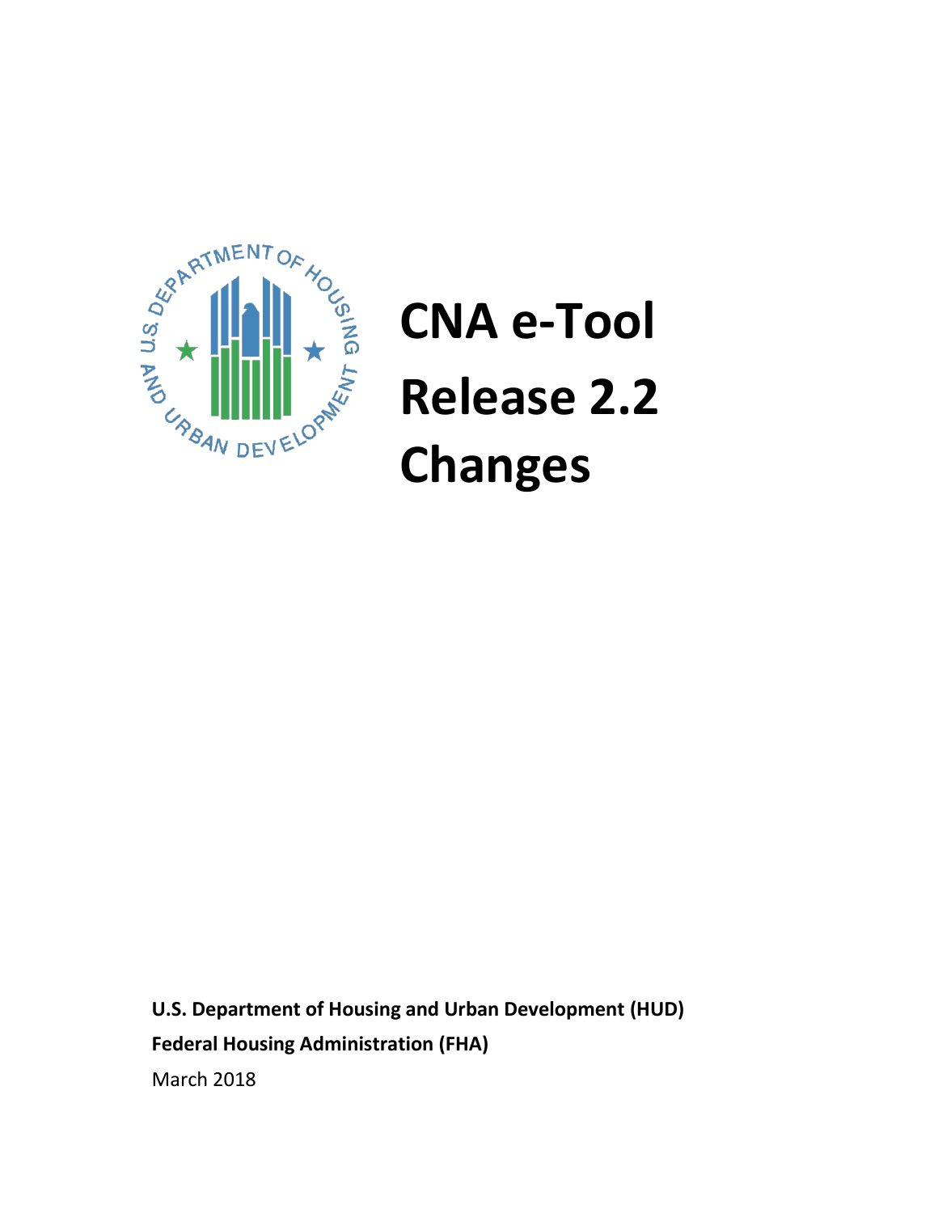# CNA e-Tool Release 2.2 Changes

**U.S. Department of Housing and Urban Development (HUD)**

**Federal Housing Administration (FHA)**

March 2018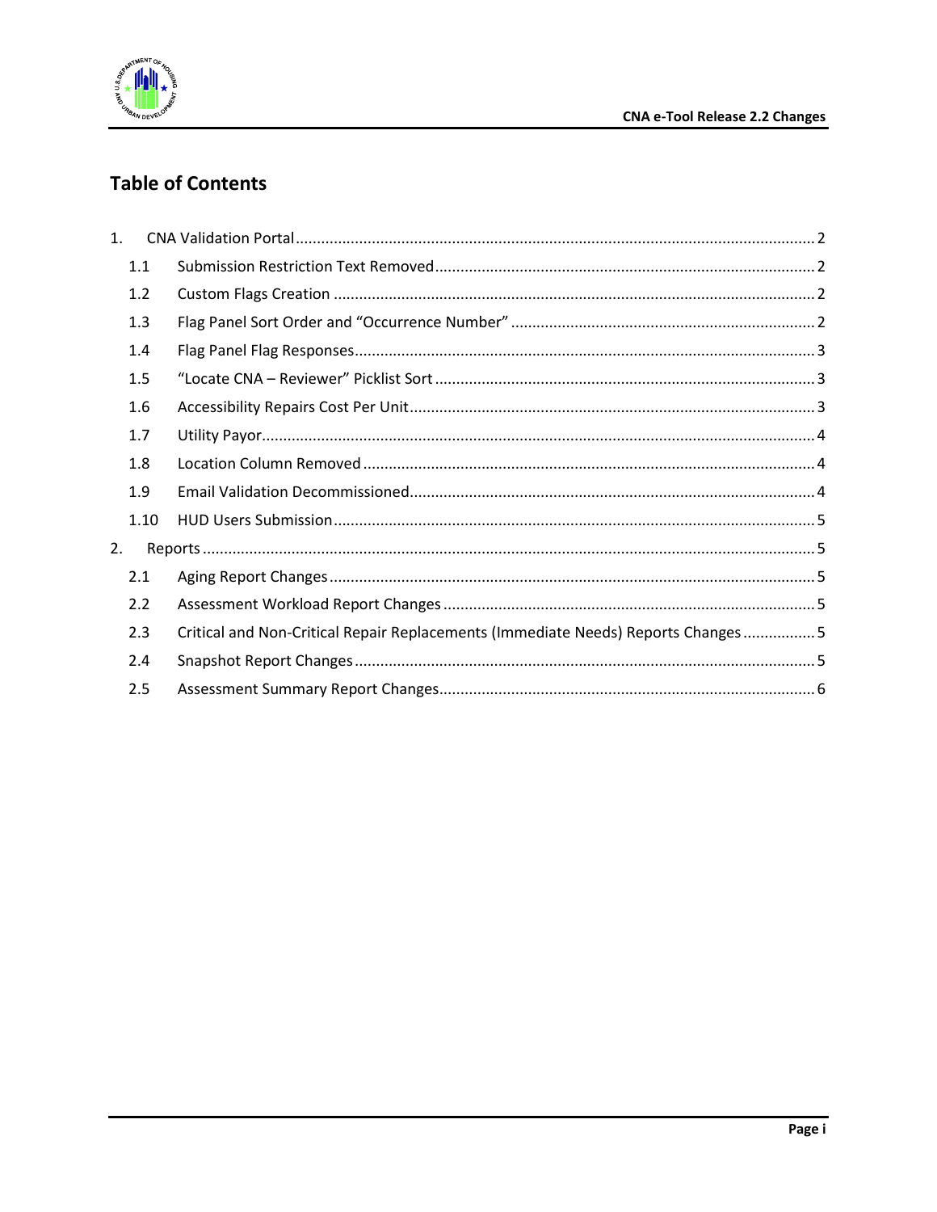## Table of Contents

1. CNA Validation Portal ........ 2
   - 1.1 Submission Restriction Text Removed ........ 2
   - 1.2 Custom Flags Creation ........ 2
   - 1.3 Flag Panel Sort Order and "Occurrence Number" ........ 2
   - 1.4 Flag Panel Flag Responses ........ 3
   - 1.5 "Locate CNA – Reviewer" Picklist Sort ........ 3
   - 1.6 Accessibility Repairs Cost Per Unit ........ 3
   - 1.7 Utility Payor ........ 4
   - 1.8 Location Column Removed ........ 4
   - 1.9 Email Validation Decommissioned ........ 4
   - 1.10 HUD Users Submission ........ 5
2. Reports ........ 5
   - 2.1 Aging Report Changes ........ 5
   - 2.2 Assessment Workload Report Changes ........ 5
   - 2.3 Critical and Non-Critical Repair Replacements (Immediate Needs) Reports Changes ........ 5
   - 2.4 Snapshot Report Changes ........ 5
   - 2.5 Assessment Summary Report Changes ........ 6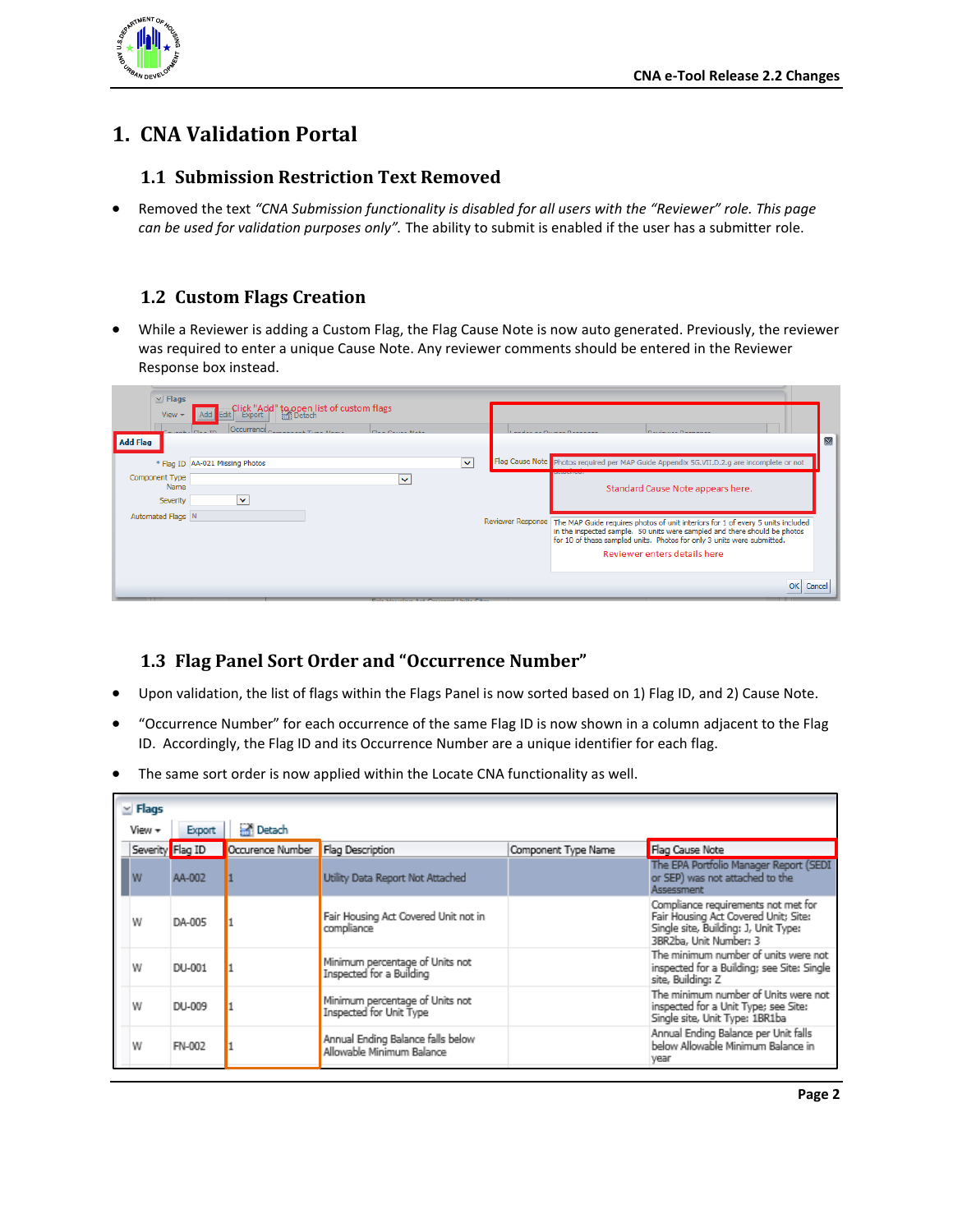# 1. CNA Validation Portal

## 1.1 Submission Restriction Text Removed

- Removed the text *"CNA Submission functionality is disabled for all users with the "Reviewer" role. This page can be used for validation purposes only".* The ability to submit is enabled if the user has a submitter role.

## 1.2 Custom Flags Creation

- While a Reviewer is adding a Custom Flag, the Flag Cause Note is now auto generated. Previously, the reviewer was required to enter a unique Cause Note. Any reviewer comments should be entered in the Reviewer Response box instead.

## 1.3 Flag Panel Sort Order and "Occurrence Number"

- Upon validation, the list of flags within the Flags Panel is now sorted based on 1) Flag ID, and 2) Cause Note.
- "Occurrence Number" for each occurrence of the same Flag ID is now shown in a column adjacent to the Flag ID. Accordingly, the Flag ID and its Occurrence Number are a unique identifier for each flag.
- The same sort order is now applied within the Locate CNA functionality as well.

| Severity | Flag ID | Occurence Number | Flag Description | Component Type Name | Flag Cause Note |
|---|---|---|---|---|---|
| W | AA-002 | 1 | Utility Data Report Not Attached | | The EPA Portfolio Manager Report (SEDI or SEP) was not attached to the Assessment |
| W | DA-005 | 1 | Fair Housing Act Covered Unit not in compliance | | Compliance requirements not met for Fair Housing Act Covered Unit; Site: Single site, Building: 1, Unit Type: 3BR2ba, Unit Number: 3 |
| W | DU-001 | 1 | Minimum percentage of Units not Inspected for a Building | | The minimum number of units were not inspected for a Building; see Site: Single site, Building: 2 |
| W | DU-009 | 1 | Minimum percentage of Units not Inspected for Unit Type | | The minimum number of Units were not inspected for a Unit Type; see Site: Single site, Unit Type: 1BR1ba |
| W | FN-002 | 1 | Annual Ending Balance falls below Allowable Minimum Balance | | Annual Ending Balance per Unit falls below Allowable Minimum Balance in year |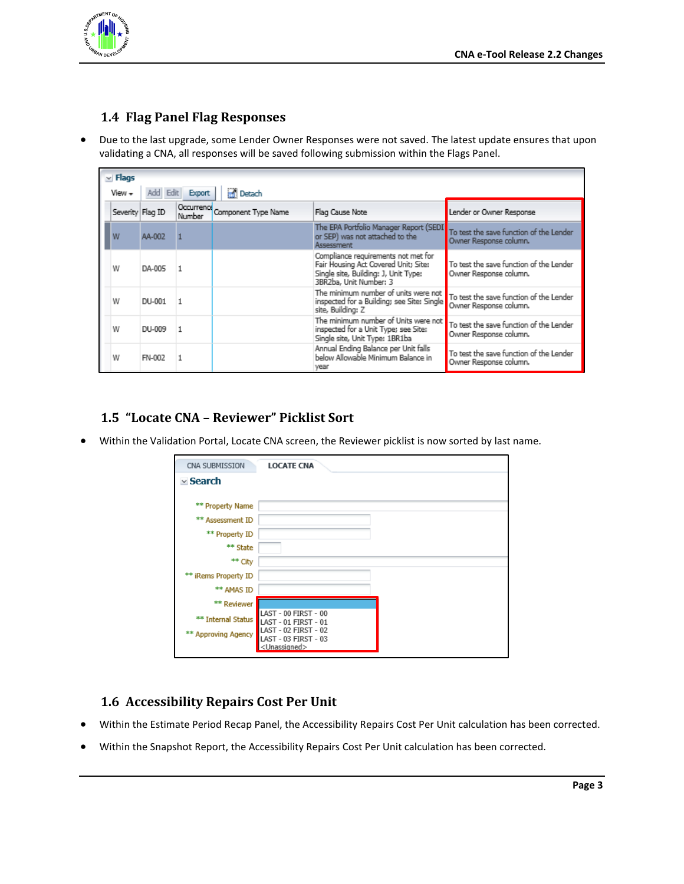## 1.4 Flag Panel Flag Responses

- Due to the last upgrade, some Lender Owner Responses were not saved. The latest update ensures that upon validating a CNA, all responses will be saved following submission within the Flags Panel.

| Severity | Flag ID | Occurrence Number | Component Type Name | Flag Cause Note | Lender or Owner Response |
|---|---|---|---|---|---|
| W | AA-002 | 1 | | The EPA Portfolio Manager Report (SEDI or SEP) was not attached to the Assessment | To test the save function of the Lender Owner Response column. |
| W | DA-005 | 1 | | Compliance requirements not met for Fair Housing Act Covered Unit; Site: Single site, Building: J, Unit Type: 3BR2ba, Unit Number: 3 | To test the save function of the Lender Owner Response column. |
| W | DU-001 | 1 | | The minimum number of units were not inspected for a Building; see Site: Single site, Building: Z | To test the save function of the Lender Owner Response column. |
| W | DU-009 | 1 | | The minimum number of Units were not inspected for a Unit Type; see Site: Single site, Unit Type: 1BR1ba | To test the save function of the Lender Owner Response column. |
| W | FN-002 | 1 | | Annual Ending Balance per Unit falls below Allowable Minimum Balance in year | To test the save function of the Lender Owner Response column. |

## 1.5 "Locate CNA – Reviewer" Picklist Sort

- Within the Validation Portal, Locate CNA screen, the Reviewer picklist is now sorted by last name.

CNA SUBMISSION | LOCATE CNA

Search

- ** Property Name
- ** Assessment ID
- ** Property ID
- ** State
- ** City
- ** iRems Property ID
- ** AMAS ID
- ** Reviewer
  - LAST - 00 FIRST - 00
  - LAST - 01 FIRST - 01
  - LAST - 02 FIRST - 02
  - LAST - 03 FIRST - 03
  - <Unassigned>
- ** Internal Status
- ** Approving Agency

## 1.6 Accessibility Repairs Cost Per Unit

- Within the Estimate Period Recap Panel, the Accessibility Repairs Cost Per Unit calculation has been corrected.
- Within the Snapshot Report, the Accessibility Repairs Cost Per Unit calculation has been corrected.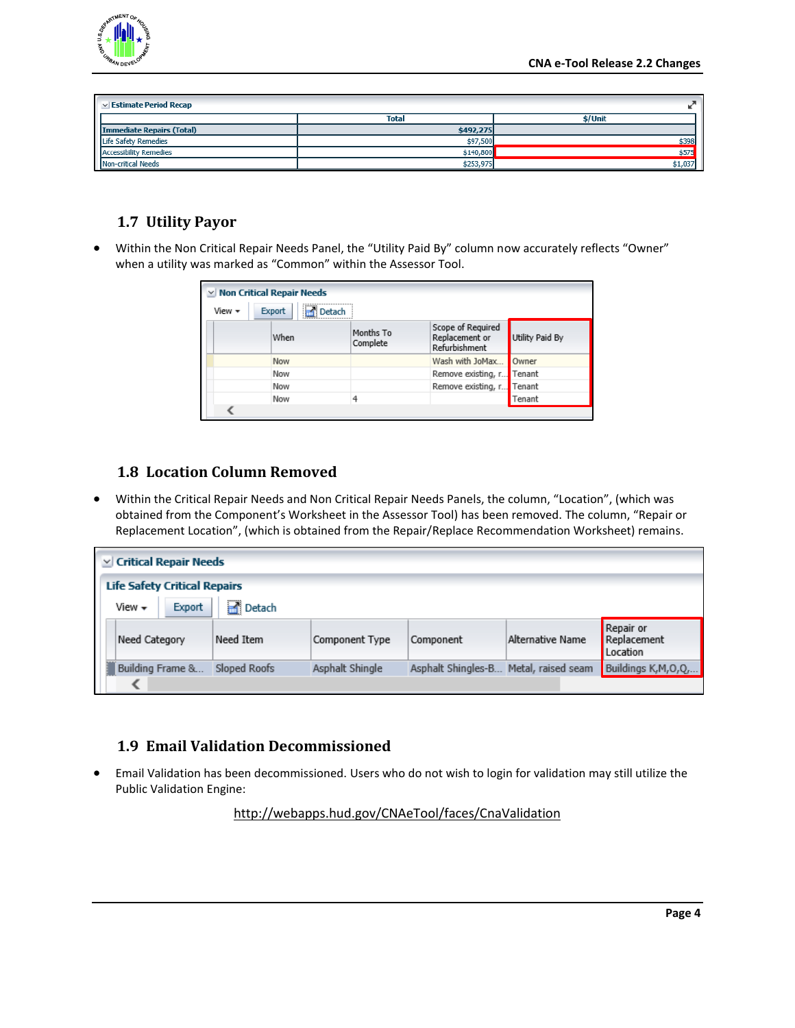| Estimate Period Recap | Total | $/Unit |
|---|---|---|
| Immediate Repairs (Total) | $492,275 | |
| Life Safety Remedies | $97,500 | $398 |
| Accessibility Remedies | $140,800 | $575 |
| Non-critical Needs | $253,975 | $1,037 |

## 1.7 Utility Payor

- Within the Non Critical Repair Needs Panel, the "Utility Paid By" column now accurately reflects "Owner" when a utility was marked as "Common" within the Assessor Tool.

Non Critical Repair Needs

View ▾ Export Detach

| When | Months To Complete | Scope of Required Replacement or Refurbishment | Utility Paid By |
|---|---|---|---|
| Now | | Wash with JoMax... | Owner |
| Now | | Remove existing, r... | Tenant |
| Now | | Remove existing, r... | Tenant |
| Now | 4 | | Tenant |

## 1.8 Location Column Removed

- Within the Critical Repair Needs and Non Critical Repair Needs Panels, the column, "Location", (which was obtained from the Component's Worksheet in the Assessor Tool) has been removed. The column, "Repair or Replacement Location", (which is obtained from the Repair/Replace Recommendation Worksheet) remains.

Critical Repair Needs

Life Safety Critical Repairs

View ▾ Export Detach

| Need Category | Need Item | Component Type | Component | Alternative Name | Repair or Replacement Location |
|---|---|---|---|---|---|
| Building Frame &... | Sloped Roofs | Asphalt Shingle | Asphalt Shingles-B... | Metal, raised seam | Buildings K,M,O,Q,... |

## 1.9 Email Validation Decommissioned

- Email Validation has been decommissioned. Users who do not wish to login for validation may still utilize the Public Validation Engine:

http://webapps.hud.gov/CNAeTool/faces/CnaValidation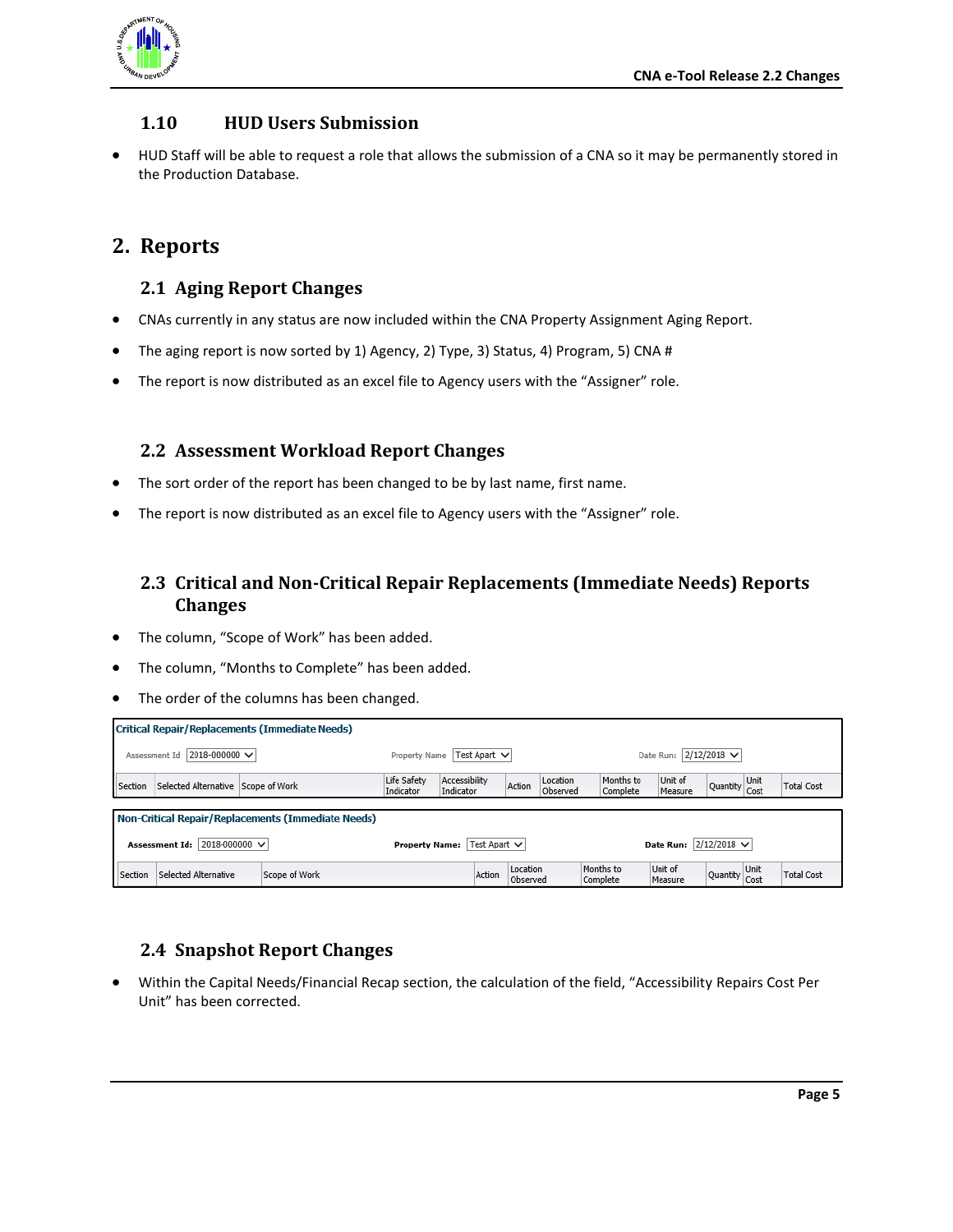### 1.10 HUD Users Submission

- HUD Staff will be able to request a role that allows the submission of a CNA so it may be permanently stored in the Production Database.

## 2. Reports

### 2.1 Aging Report Changes

- CNAs currently in any status are now included within the CNA Property Assignment Aging Report.
- The aging report is now sorted by 1) Agency, 2) Type, 3) Status, 4) Program, 5) CNA #
- The report is now distributed as an excel file to Agency users with the "Assigner" role.

### 2.2 Assessment Workload Report Changes

- The sort order of the report has been changed to be by last name, first name.
- The report is now distributed as an excel file to Agency users with the "Assigner" role.

### 2.3 Critical and Non-Critical Repair Replacements (Immediate Needs) Reports Changes

- The column, "Scope of Work" has been added.
- The column, "Months to Complete" has been added.
- The order of the columns has been changed.

**Critical Repair/Replacements (Immediate Needs)**

Assessment Id: 2018-000000 | Property Name: Test Apart | Date Run: 2/12/2018

| Section | Selected Alternative | Scope of Work | Life Safety Indicator | Accessibility Indicator | Action | Location Observed | Months to Complete | Unit of Measure | Quantity | Unit Cost | Total Cost |
|---|---|---|---|---|---|---|---|---|---|---|---|

**Non-Critical Repair/Replacements (Immediate Needs)**

Assessment Id: 2018-000000 | Property Name: Test Apart | Date Run: 2/12/2018

| Section | Selected Alternative | Scope of Work | Action | Location Observed | Months to Complete | Unit of Measure | Quantity | Unit Cost | Total Cost |
|---|---|---|---|---|---|---|---|---|---|

### 2.4 Snapshot Report Changes

- Within the Capital Needs/Financial Recap section, the calculation of the field, "Accessibility Repairs Cost Per Unit" has been corrected.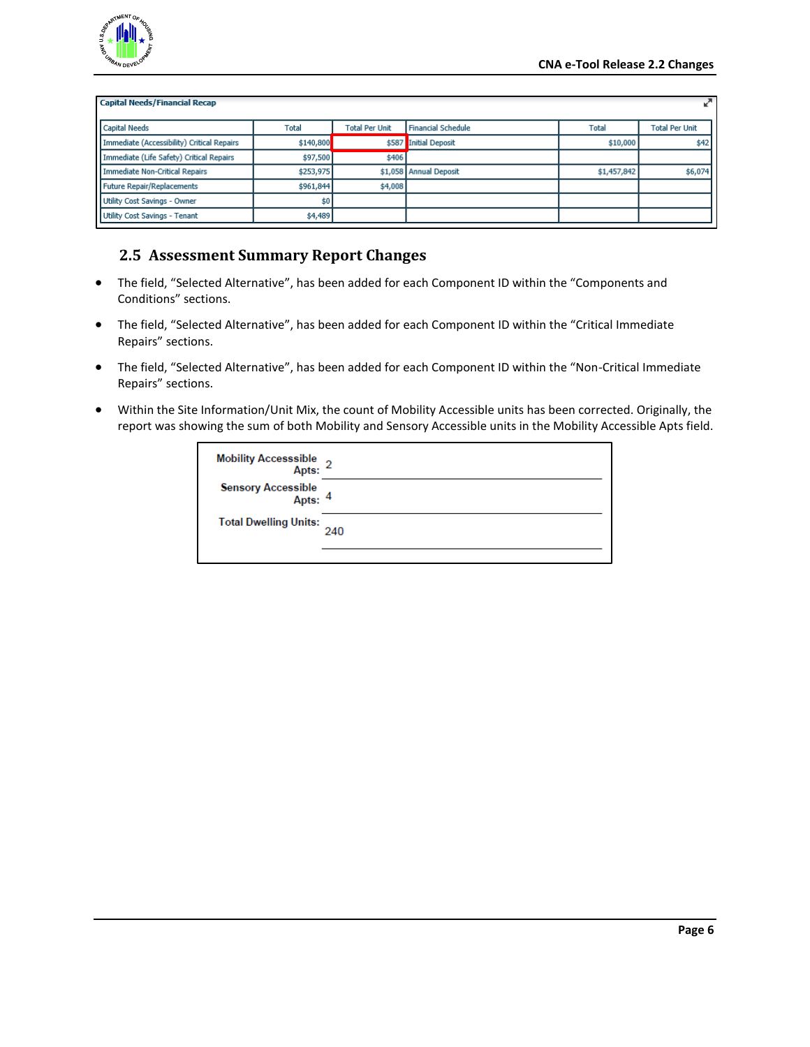**Capital Needs/Financial Recap**

| Capital Needs | Total | Total Per Unit | Financial Schedule | Total | Total Per Unit |
|---|---|---|---|---|---|
| Immediate (Accessibility) Critical Repairs | $140,800 | $587 | Initial Deposit | $10,000 | $42 |
| Immediate (Life Safety) Critical Repairs | $97,500 | $406 | | | |
| Immediate Non-Critical Repairs | $253,975 | $1,058 | Annual Deposit | $1,457,842 | $6,074 |
| Future Repair/Replacements | $961,844 | $4,008 | | | |
| Utility Cost Savings - Owner | $0 | | | | |
| Utility Cost Savings - Tenant | $4,489 | | | | |

## 2.5 Assessment Summary Report Changes

- The field, “Selected Alternative”, has been added for each Component ID within the “Components and Conditions” sections.
- The field, “Selected Alternative”, has been added for each Component ID within the “Critical Immediate Repairs” sections.
- The field, “Selected Alternative”, has been added for each Component ID within the “Non-Critical Immediate Repairs” sections.
- Within the Site Information/Unit Mix, the count of Mobility Accessible units has been corrected. Originally, the report was showing the sum of both Mobility and Sensory Accessible units in the Mobility Accessible Apts field.

| | |
|---|---|
| Mobility Accesssible Apts: | 2 |
| Sensory Accessible Apts: | 4 |
| Total Dwelling Units: | 240 |